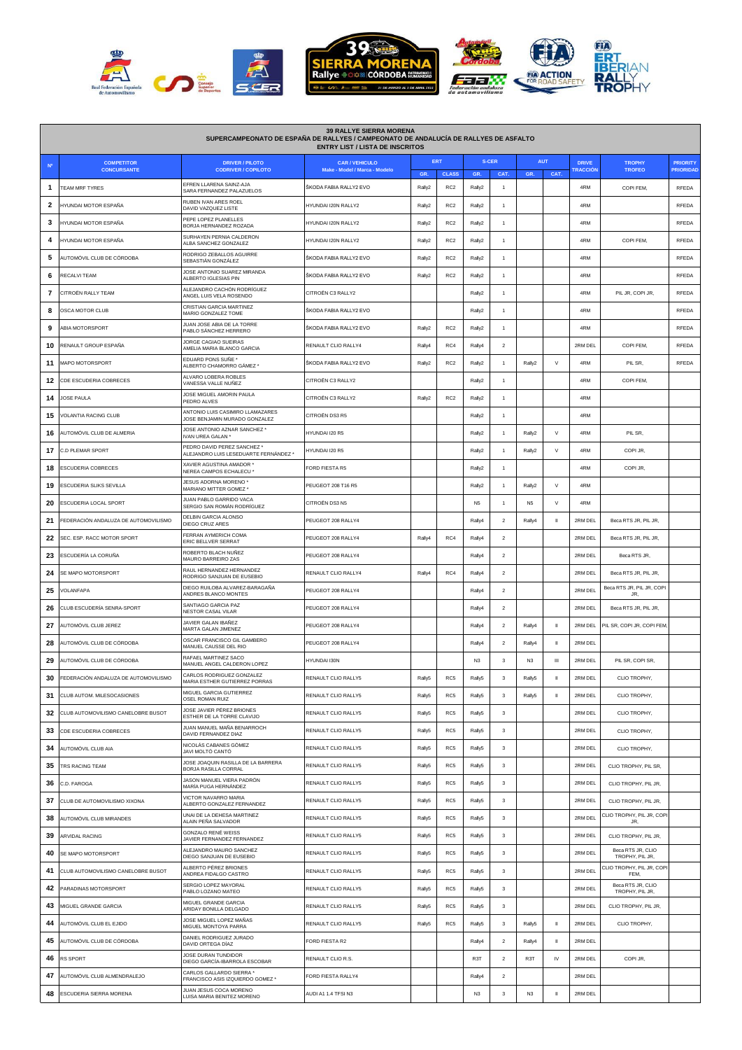**39 RALLYE SIERRA MORENA**
**SUPERCAMPEONATO DE ESPAÑA DE RALLYES / CAMPEONATO DE ANDALUCÍA DE RALLYES DE ASFALTO**
**ENTRY LIST / LISTA DE INSCRITOS**

| Nº | COMPETITOR CONCURSANTE | DRIVER / PILOTO CODRIVER / COPILOTO | CAR / VEHICULO Make - Model / Marca - Modelo | ERT | | S-CER | | AUT | | DRIVE TRACCIÓN | TROPHY TROFEO | PRIORITY PRIORIDAD |
|---|---|---|---|---|---|---|---|---|---|---|---|---|
| | | | | GR. | CLASS | GR. | CAT. | GR. | CAT. | | | |
| 1 | TEAM MRF TYRES | EFREN LLARENA SAINZ-AJA<br>SARA FERNANDEZ PALAZUELOS | ŠKODA FABIA RALLY2 EVO | Rally2 | RC2 | Rally2 | 1 | | | 4RM | COPI FEM, | RFEDA |
| 2 | HYUNDAI MOTOR ESPAÑA | RUBEN IVAN ARES ROEL<br>DAVID VAZQUEZ LISTE | HYUNDAI I20N RALLY2 | Rally2 | RC2 | Rally2 | 1 | | | 4RM | | RFEDA |
| 3 | HYUNDAI MOTOR ESPAÑA | PEPE LOPEZ PLANELLES<br>BORJA HERNANDEZ ROZADA | HYUNDAI I20N RALLY2 | Rally2 | RC2 | Rally2 | 1 | | | 4RM | | RFEDA |
| 4 | HYUNDAI MOTOR ESPAÑA | SURHAYEN PERNIA CALDERON<br>ALBA SANCHEZ GONZALEZ | HYUNDAI I20N RALLY2 | Rally2 | RC2 | Rally2 | 1 | | | 4RM | COPI FEM, | RFEDA |
| 5 | AUTOMÓVIL CLUB DE CÓRDOBA | RODRIGO ZEBALLOS AGUIRRE<br>SEBASTIÁN GONZÁLEZ | ŠKODA FABIA RALLY2 EVO | Rally2 | RC2 | Rally2 | 1 | | | 4RM | | RFEDA |
| 6 | RECALVI TEAM | JOSE ANTONIO SUAREZ MIRANDA<br>ALBERTO IGLESIAS PIN | ŠKODA FABIA RALLY2 EVO | Rally2 | RC2 | Rally2 | 1 | | | 4RM | | RFEDA |
| 7 | CITROËN RALLY TEAM | ALEJANDRO CACHÓN RODRÍGUEZ<br>ANGEL LUIS VELA ROSENDO | CITROËN C3 RALLY2 | | | Rally2 | 1 | | | 4RM | PIL JR, COPI JR, | RFEDA |
| 8 | OSCA MOTOR CLUB | CRISTIAN GARCIA MARTINEZ<br>MARIO GONZALEZ TOME | ŠKODA FABIA RALLY2 EVO | | | Rally2 | 1 | | | 4RM | | RFEDA |
| 9 | ABIA MOTORSPORT | JUAN JOSE ABIA DE LA TORRE<br>PABLO SÁNCHEZ HERRERO | ŠKODA FABIA RALLY2 EVO | Rally2 | RC2 | Rally2 | 1 | | | 4RM | | RFEDA |
| 10 | RENAULT GROUP ESPAÑA | JORGE CAGIAO SUEIRAS<br>AMELIA MARIA BLANCO GARCIA | RENAULT CLIO RALLY4 | Rally4 | RC4 | Rally4 | 2 | | | 2RM DEL | COPI FEM, | RFEDA |
| 11 | MAPO MOTORSPORT | EDUARD PONS SUÑE *<br>ALBERTO CHAMORRO GÁMEZ * | ŠKODA FABIA RALLY2 EVO | Rally2 | RC2 | Rally2 | 1 | Rally2 | V | 4RM | PIL SR, | RFEDA |
| 12 | CDE ESCUDERIA COBRECES | ALVARO LOBERA ROBLES<br>VANESSA VALLE NUÑEZ | CITROËN C3 RALLY2 | | | Rally2 | 1 | | | 4RM | COPI FEM, | |
| 14 | JOSE PAULA | JOSE MIGUEL AMORIN PAULA<br>PEDRO ALVES | CITROËN C3 RALLY2 | Rally2 | RC2 | Rally2 | 1 | | | 4RM | | |
| 15 | VOLANTIA RACING CLUB | ANTONIO LUIS CASIMIRO LLAMAZARES<br>JOSE BENJAMIN MURADO GONZALEZ | CITROËN DS3 R5 | | | Rally2 | 1 | | | 4RM | | |
| 16 | AUTOMÓVIL CLUB DE ALMERIA | JOSE ANTONIO AZNAR SANCHEZ *<br>IVAN UREA GALAN * | HYUNDAI I20 R5 | | | Rally2 | 1 | Rally2 | V | 4RM | PIL SR, | |
| 17 | C.D PLEMAR SPORT | PEDRO DAVID PEREZ SANCHEZ *<br>ALEJANDRO LUIS LESEDUARTE FERNÁNDEZ * | HYUNDAI I20 R5 | | | Rally2 | 1 | Rally2 | V | 4RM | COPI JR, | |
| 18 | ESCUDERIA COBRECES | XAVIER AGUSTINA AMADOR *<br>NEREA CAMPOS ECHALECU * | FORD FIESTA R5 | | | Rally2 | 1 | | | 4RM | COPI JR, | |
| 19 | ESCUDERIA SLIKS SEVILLA | JESUS ADORNA MORENO *<br>MARIANO MITTER GOMEZ * | PEUGEOT 208 T16 R5 | | | Rally2 | 1 | Rally2 | V | 4RM | | |
| 20 | ESCUDERIA LOCAL SPORT | JUAN PABLO GARRIDO VACA<br>SERGIO SAN ROMÁN RODRÍGUEZ | CITROËN DS3 N5 | | | N5 | 1 | N5 | V | 4RM | | |
| 21 | FEDERACIÓN ANDALUZA DE AUTOMOVILISMO | DELBIN GARCIA ALONSO<br>DIEGO CRUZ ARES | PEUGEOT 208 RALLY4 | | | Rally4 | 2 | Rally4 | II | 2RM DEL | Beca RTS JR, PIL JR, | |
| 22 | SEC. ESP. RACC MOTOR SPORT | FERRAN AYMERICH COMA<br>ERIC BELLVER SERRAT | PEUGEOT 208 RALLY4 | Rally4 | RC4 | Rally4 | 2 | | | 2RM DEL | Beca RTS JR, PIL JR, | |
| 23 | ESCUDERÍA LA CORUÑA | ROBERTO BLACH NUÑEZ<br>MAURO BARREIRO ZAS | PEUGEOT 208 RALLY4 | | | Rally4 | 2 | | | 2RM DEL | Beca RTS JR, | |
| 24 | SE MAPO MOTORSPORT | RAUL HERNANDEZ HERNANDEZ<br>RODRIGO SANJUAN DE EUSEBIO | RENAULT CLIO RALLY4 | Rally4 | RC4 | Rally4 | 2 | | | 2RM DEL | Beca RTS JR, PIL JR, | |
| 25 | VOLANFAPA | DIEGO RUILOBA ALVAREZ-BARAGAÑA<br>ANDRES BLANCO MONTES | PEUGEOT 208 RALLY4 | | | Rally4 | 2 | | | 2RM DEL | Beca RTS JR, PIL JR, COPI JR, | |
| 26 | CLUB ESCUDERÍA SENRA-SPORT | SANTIAGO GARCIA PAZ<br>NESTOR CASAL VILAR | PEUGEOT 208 RALLY4 | | | Rally4 | 2 | | | 2RM DEL | Beca RTS JR, PIL JR, | |
| 27 | AUTOMÓVIL CLUB JEREZ | JAVIER GALAN IBAÑEZ<br>MARTA GALAN JIMENEZ | PEUGEOT 208 RALLY4 | | | Rally4 | 2 | Rally4 | II | 2RM DEL | PIL SR, COPI JR, COPI FEM, | |
| 28 | AUTOMÓVIL CLUB DE CÓRDOBA | OSCAR FRANCISCO GIL GAMBERO<br>MANUEL CAUSSE DEL RIO | PEUGEOT 208 RALLY4 | | | Rally4 | 2 | Rally4 | II | 2RM DEL | | |
| 29 | AUTOMÓVIL CLUB DE CÓRDOBA | RAFAEL MARTINEZ SACO<br>MANUEL ANGEL CALDERON LOPEZ | HYUNDAI I30N | | | N3 | 3 | N3 | III | 2RM DEL | PIL SR, COPI SR, | |
| 30 | FEDERACIÓN ANDALUZA DE AUTOMOVILISMO | CARLOS RODRIGUEZ GONZALEZ<br>MARIA ESTHER GUTIERREZ PORRAS | RENAULT CLIO RALLY5 | Rally5 | RC5 | Rally5 | 3 | Rally5 | II | 2RM DEL | CLIO TROPHY, | |
| 31 | CLUB AUTOM. MILESOCASIONES | MIGUEL GARCIA GUTIERREZ<br>OSEL ROMAN RUIZ | RENAULT CLIO RALLY5 | Rally5 | RC5 | Rally5 | 3 | Rally5 | II | 2RM DEL | CLIO TROPHY, | |
| 32 | CLUB AUTOMOVILISMO CANELOBRE BUSOT | JOSE JAVIER PÉREZ BRIONES<br>ESTHER DE LA TORRE CLAVIJO | RENAULT CLIO RALLY5 | Rally5 | RC5 | Rally5 | 3 | | | 2RM DEL | CLIO TROPHY, | |
| 33 | CDE ESCUDERIA COBRECES | JUAN MANUEL MAÑA BENARROCH<br>DAVID FERNANDEZ DIAZ | RENAULT CLIO RALLY5 | Rally5 | RC5 | Rally5 | 3 | | | 2RM DEL | CLIO TROPHY, | |
| 34 | AUTOMÓVIL CLUB AIA | NICOLÁS CABANES GÓMEZ<br>JAVI MOLTÓ CANTÓ | RENAULT CLIO RALLY5 | Rally5 | RC5 | Rally5 | 3 | | | 2RM DEL | CLIO TROPHY, | |
| 35 | TRS RACING TEAM | JOSE JOAQUIN RASILLA DE LA BARRERA<br>BORJA RASILLA CORRAL | RENAULT CLIO RALLY5 | Rally5 | RC5 | Rally5 | 3 | | | 2RM DEL | CLIO TROPHY, PIL SR, | |
| 36 | C.D. FAROGA | JASON MANUEL VIERA PADRÓN<br>MARÍA PUGA HERNÁNDEZ | RENAULT CLIO RALLY5 | Rally5 | RC5 | Rally5 | 3 | | | 2RM DEL | CLIO TROPHY, PIL JR, | |
| 37 | CLUB DE AUTOMOVILISMO XIXONA | VICTOR NAVARRO MARIA<br>ALBERTO GONZALEZ FERNANDEZ | RENAULT CLIO RALLY5 | Rally5 | RC5 | Rally5 | 3 | | | 2RM DEL | CLIO TROPHY, PIL JR, | |
| 38 | AUTOMÓVIL CLUB MIRANDES | UNAI DE LA DEHESA MARTINEZ<br>ALAIN PEÑA SALVADOR | RENAULT CLIO RALLY5 | Rally5 | RC5 | Rally5 | 3 | | | 2RM DEL | CLIO TROPHY, PIL JR, COPI JR, | |
| 39 | ARVIDAL RACING | GONZALO RENÉ WEISS<br>JAVIER FERNANDEZ FERNANDEZ | RENAULT CLIO RALLY5 | Rally5 | RC5 | Rally5 | 3 | | | 2RM DEL | CLIO TROPHY, PIL JR, | |
| 40 | SE MAPO MOTORSPORT | ALEJANDRO MAURO SANCHEZ<br>DIEGO SANJUAN DE EUSEBIO | RENAULT CLIO RALLY5 | Rally5 | RC5 | Rally5 | 3 | | | 2RM DEL | Beca RTS JR, CLIO TROPHY, PIL JR, | |
| 41 | CLUB AUTOMOVILISMO CANELOBRE BUSOT | ALBERTO PÉREZ BRIONES<br>ANDREA FIDALGO CASTRO | RENAULT CLIO RALLY5 | Rally5 | RC5 | Rally5 | 3 | | | 2RM DEL | CLIO TROPHY, PIL JR, COPI FEM, | |
| 42 | PARADINAS MOTORSPORT | SERGIO LOPEZ MAYORAL<br>PABLO LOZANO MATEO | RENAULT CLIO RALLY5 | Rally5 | RC5 | Rally5 | 3 | | | 2RM DEL | Beca RTS JR, CLIO TROPHY, PIL JR, | |
| 43 | MIGUEL GRANDE GARCIA | MIGUEL GRANDE GARCIA<br>ARIDAY BONILLA DELGADO | RENAULT CLIO RALLY5 | Rally5 | RC5 | Rally5 | 3 | | | 2RM DEL | CLIO TROPHY, PIL JR, | |
| 44 | AUTOMÓVIL CLUB EL EJIDO | JOSE MIGUEL LOPEZ MAÑAS<br>MIGUEL MONTOYA PARRA | RENAULT CLIO RALLY5 | Rally5 | RC5 | Rally5 | 3 | Rally5 | II | 2RM DEL | CLIO TROPHY, | |
| 45 | AUTOMÓVIL CLUB DE CÓRDOBA | DANIEL RODRIGUEZ JURADO<br>DAVID ORTEGA DÍAZ | FORD FIESTA R2 | | | Rally4 | 2 | Rally4 | II | 2RM DEL | | |
| 46 | RS SPORT | JOSE DURAN TUNDIDOR<br>DIEGO GARCÍA-IBARROLA ESCOBAR | RENAULT CLIO R.S. | | | R3T | 2 | R3T | IV | 2RM DEL | COPI JR, | |
| 47 | AUTOMÓVIL CLUB ALMENDRALEJO | CARLOS GALLARDO SIERRA *<br>FRANCISCO ASIS IZQUIERDO GOMEZ * | FORD FIESTA RALLY4 | | | Rally4 | 2 | | | 2RM DEL | | |
| 48 | ESCUDERIA SIERRA MORENA | JUAN JESUS COCA MORENO<br>LUISA MARIA BENITEZ MORENO | AUDI A1 1.4 TFSI N3 | | | N3 | 3 | N3 | II | 2RM DEL | | |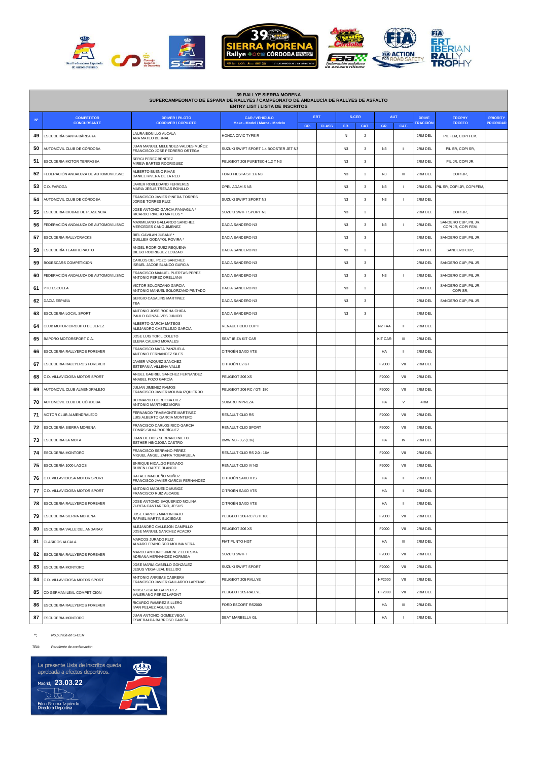# 39 RALLYE SIERRA MORENA

## SUPERCAMPEONATO DE ESPAÑA DE RALLYES / CAMPEONATO DE ANDALUCÍA DE RALLYES DE ASFALTO

### ENTRY LIST / LISTA DE INSCRITOS

| Nº | COMPETITOR CONCURSANTE | DRIVER / PILOTO CODRIVER / COPILOTO | CAR / VEHICULO Make - Model / Marca - Modelo | ERT | | S-CER | | AUT | | DRIVE TRACCIÓN | TROPHY TROFEO | PRIORITY PRIORIDAD |
|---|---|---|---|---|---|---|---|---|---|---|---|---|
| | | | | GR. | CLASS | GR. | CAT. | GR. | CAT. | | | |
| 49 | ESCUDERÍA SANTA BÁRBARA | LAURA BONILLO ALCALA<br>ANA MATEO BERNAL | HONDA CIVIC TYPE R | | | N | 2 | | | 2RM DEL | PIL FEM, COPI FEM, | |
| 50 | AUTOMÓVIL CLUB DE CÓRDOBA | JUAN MANUEL MELENDEZ-VALDES MUÑOZ<br>FRANCISCO JOSE PEDRERO ORTEGA | SUZUKI SWIFT SPORT 1.4 BOOSTER JET N3 | | | N3 | 3 | N3 | II | 2RM DEL | PIL SR, COPI SR, | |
| 51 | ESCUDERIA MOTOR TERRASSA | SERGI PEREZ BENITEZ<br>MIREIA BARTES RODRIGUEZ | PEUGEOT 208 PURETECH 1.2 T N3 | | | N3 | 3 | | | 2RM DEL | PIL JR, COPI JR, | |
| 52 | FEDERACIÓN ANDALUZA DE AUTOMOVILISMO | ALBERTO BUENO RIVAS<br>DANIEL RIVERA DE LA RED | FORD FIESTA ST 1.6 N3 | | | N3 | 3 | N3 | III | 2RM DEL | COPI JR, | |
| 53 | C.D. FAROGA | JAVIER ROBLEDANO FERRERES<br>MARIA JESUS TRENAS BONILLO | OPEL ADAM S N3 | | | N3 | 3 | N3 | I | 2RM DEL | PIL SR, COPI JR, COPI FEM, | |
| 54 | AUTOMÓVIL CLUB DE CÓRDOBA | FRANCISCO JAVIER PINEDA TORRES<br>JORGE TORRES RUIZ | SUZUKI SWIFT SPORT N3 | | | N3 | 3 | N3 | I | 2RM DEL | | |
| 55 | ESCUDERIA CIUDAD DE PLASENCIA | JOSE ANTONIO GARCIA PANIAGUA *<br>RICARDO RIVERO MATEOS * | SUZUKI SWIFT SPORT N3 | | | N3 | 3 | | | 2RM DEL | COPI JR, | |
| 56 | FEDERACIÓN ANDALUZA DE AUTOMOVILISMO | MAXIMILIANO GALLARDO SANCHEZ<br>MERCEDES CANO JIMENEZ | DACIA SANDERO N3 | | | N3 | 3 | N3 | I | 2RM DEL | SANDERO CUP, PIL JR, COPI JR, COPI FEM, | |
| 57 | ESCUDERIA RALLYCRACKS | BIEL GAVILAN JUBANY *<br>GUILLEM GODAYOL ROVIRA * | DACIA SANDERO N3 | | | N3 | 3 | | | 2RM DEL | SANDERO CUP, PIL JR, | |
| 58 | ESCUDERÍA TEAM REPAUTO | ANGEL RODRIGUEZ REQUENA<br>DIEGO RODRIGUEZ LOUZAO | DACIA SANDERO N3 | | | N3 | 3 | | | 2RM DEL | SANDERO CUP, | |
| 59 | BOXESCARS COMPETICION | CARLOS DEL POZO SANCHEZ<br>ISRAEL JACOB BLANCO GARCIA | DACIA SANDERO N3 | | | N3 | 3 | | | 2RM DEL | SANDERO CUP, PIL JR, | |
| 60 | FEDERACIÓN ANDALUZA DE AUTOMOVILISMO | FRANCISCO MANUEL PUERTAS PEREZ<br>ANTONIO PEREZ ORELLANA | DACIA SANDERO N3 | | | N3 | 3 | N3 | I | 2RM DEL | SANDERO CUP, PIL JR, | |
| 61 | PTC ESCUELA | VICTOR SOLORZANO GARCIA<br>ANTONIO MANUEL SOLORZANO PINTADO | DACIA SANDERO N3 | | | N3 | 3 | | | 2RM DEL | SANDERO CUP, PIL JR, COPI SR, | |
| 62 | DACIA ESPAÑA | SERGIO CASALINS MARTINEZ<br>TBA | DACIA SANDERO N3 | | | N3 | 3 | | | 2RM DEL | SANDERO CUP, PIL JR, | |
| 63 | ESCUDERIA LOCAL SPORT | ANTONIO JOSE ROCHA CHICA<br>PAULO GONZALVES JUNIOR | DACIA SANDERO N3 | | | N3 | 3 | | | 2RM DEL | | |
| 64 | CLUB MOTOR CIRCUITO DE JEREZ | ALBERTO GARCIA MATEOS<br>ALEJANDRO CASTILLEJO GARCIA | RENAULT CLIO CUP II | | | | | N2 FAA | II | 2RM DEL | | |
| 65 | BAPORO MOTORSPORT C.A. | JOSE LUIS TORIL COLETO<br>ELENA CALERO MORALES | SEAT IBIZA KIT CAR | | | | | KIT CAR | III | 2RM DEL | | |
| 66 | ESCUDERIA RALLYEROS FOREVER | FRANCISCO MATA PANZUELA<br>ANTONIO FERNANDEZ SILES | CITROËN SAXO VTS | | | | | HA | II | 2RM DEL | | |
| 67 | ESCUDERIA RALLYEROS FOREVER | JAVIER VÁZQUEZ SÁNCHEZ<br>ESTEFANÍA VILLENA VALLE | CITRÖEN C2 GT | | | | | F2000 | VII | 2RM DEL | | |
| 68 | C.D. VILLAVICIOSA MOTOR SPORT | ANGEL GABRIEL SANCHEZ FERNANDEZ<br>ANABEL POZO GARCÍA | PEUGEOT 206 XS | | | | | F2000 | VII | 2RM DEL | | |
| 69 | AUTOMÓVIL CLUB ALMENDRALEJO | JULIAN JIMENEZ RAMOS<br>FRANCISCO JAVIER MOLINA IZQUIERDO | PEUGEOT 206 RC / GTI 180 | | | | | F2000 | VII | 2RM DEL | | |
| 70 | AUTOMÓVIL CLUB DE CÓRDOBA | BERNARDO CORDOBA DIEZ<br>ANTONIO MARTINEZ MORA | SUBARU IMPREZA | | | | | HA | V | 4RM | | |
| 71 | MOTOR CLUB ALMENDRALEJO | FERNANDO TRASMONTE MARTINEZ<br>LUIS ALBERTO GARCIA MONTERO | RENAULT CLIO RS | | | | | F2000 | VII | 2RM DEL | | |
| 72 | ESCUDERÍA SIERRA MORENA | FRANCISCO CARLOS RICO GARCIA<br>TOMÁS SILVA RODRÍGUEZ | RENAULT CLIO SPORT | | | | | F2000 | VII | 2RM DEL | | |
| 73 | ESCUDERIA LA MOTA | JUAN DE DIOS SERRANO NIETO<br>ESTHER HINOJOSA CASTRO | BMW M3 - 3,2 (E36) | | | | | HA | IV | 2RM DEL | | |
| 74 | ESCUDERIA MONTORO | FRANCISCO SERRANO PÉREZ<br>MIGUEL ÁNGEL ZAFRA TOBARUELA | RENAULT CLIO RS 2.0 - 16V | | | | | F2000 | VII | 2RM DEL | | |
| 75 | ESCUDERÍA 1000 LAGOS | ENRIQUE HIDALGO PEINADO<br>RUBEN LOARTE BLANCO | RENAULT CLIO IV N3 | | | | | F2000 | VII | 2RM DEL | | |
| 76 | C.D. VILLAVICIOSA MOTOR SPORT | RAFAEL MADUEÑO MUÑOZ<br>FRANCISCO JAVIER GARCIA FERNANDEZ | CITROËN SAXO VTS | | | | | HA | II | 2RM DEL | | |
| 77 | C.D. VILLAVICIOSA MOTOR SPORT | ANTONIO MADUEÑO MUÑOZ<br>FRANCISCO RUIZ ALCAIDE | CITROËN SAXO VTS | | | | | HA | II | 2RM DEL | | |
| 78 | ESCUDERIA RALLYEROS FOREVER | JOSE ANTONIO BAQUERIZO MOLINA<br>ZURITA CANTARERO, JESUS | CITROËN SAXO VTS | | | | | HA | II | 2RM DEL | | |
| 79 | ESCUDERIA SIERRA MORENA | JOSE CARLOS MARTIN BAJO<br>RAFAEL MARTIN BUCIEGAS | PEUGEOT 206 RC / GTI 180 | | | | | F2000 | VII | 2RM DEL | | |
| 80 | ESCUDERIA VALLE DEL ANDARAX | ALEJANDRO CALLEJÓN CAMPILLO<br>JOSE MANUEL SANCHEZ ACACIO | PEUGEOT 206 XS | | | | | F2000 | VII | 2RM DEL | | |
| 81 | CLASICOS ALCALA | MARCOS JURADO RUIZ<br>ALVARO FRANCISCO MOLINA VERA | FIAT PUNTO HGT | | | | | HA | III | 2RM DEL | | |
| 82 | ESCUDERIA RALLYEROS FOREVER | MARCO ANTONIO JIMENEZ LEDESMA<br>ADRIANA HERNANDEZ HORMIGA | SUZUKI SWIFT | | | | | F2000 | VII | 2RM DEL | | |
| 83 | ESCUDERIA MONTORO | JOSE MARIA CABELLO GONZALEZ<br>JESUS VEGA-LEAL BELLIDO | SUZUKI SWIFT SPORT | | | | | F2000 | VII | 2RM DEL | | |
| 84 | C.D. VILLAVICIOSA MOTOR SPORT | ANTONIO ARRIBAS CABRERA<br>FRANCISCO JAVIER GALLARDO LARENAS | PEUGEOT 205 RALLYE | | | | | HF2000 | VII | 2RM DEL | | |
| 85 | CD GERMAN LEAL COMPETICION | MOISES CABALGA PEREZ<br>VALERIANO PEREZ LAFONT | PEUGEOT 205 RALLYE | | | | | HF2000 | VII | 2RM DEL | | |
| 86 | ESCUDERIA RALLYEROS FOREVER | RICARDO RAMIREZ SILLERO<br>IVAN PELAEZ AGUILERA | FORD ESCORT RS2000 | | | | | HA | III | 2RM DEL | | |
| 87 | ESCUDERIA MONTORO | JUAN ANTONIO GOMEZ VEGA<br>ESMERALDA BARROSO GARCÍA | SEAT MARBELLA GL | | | | | HA | I | 2RM DEL | | |

*: No puntúa en S-CER

TBA: Pendiente de confirmación

La presente Lista de inscritos queda aprobada a efectos deportivos.

Madrid, **23.03.22**

Fdo.: Paloma Izquierdo
Directora Deportiva